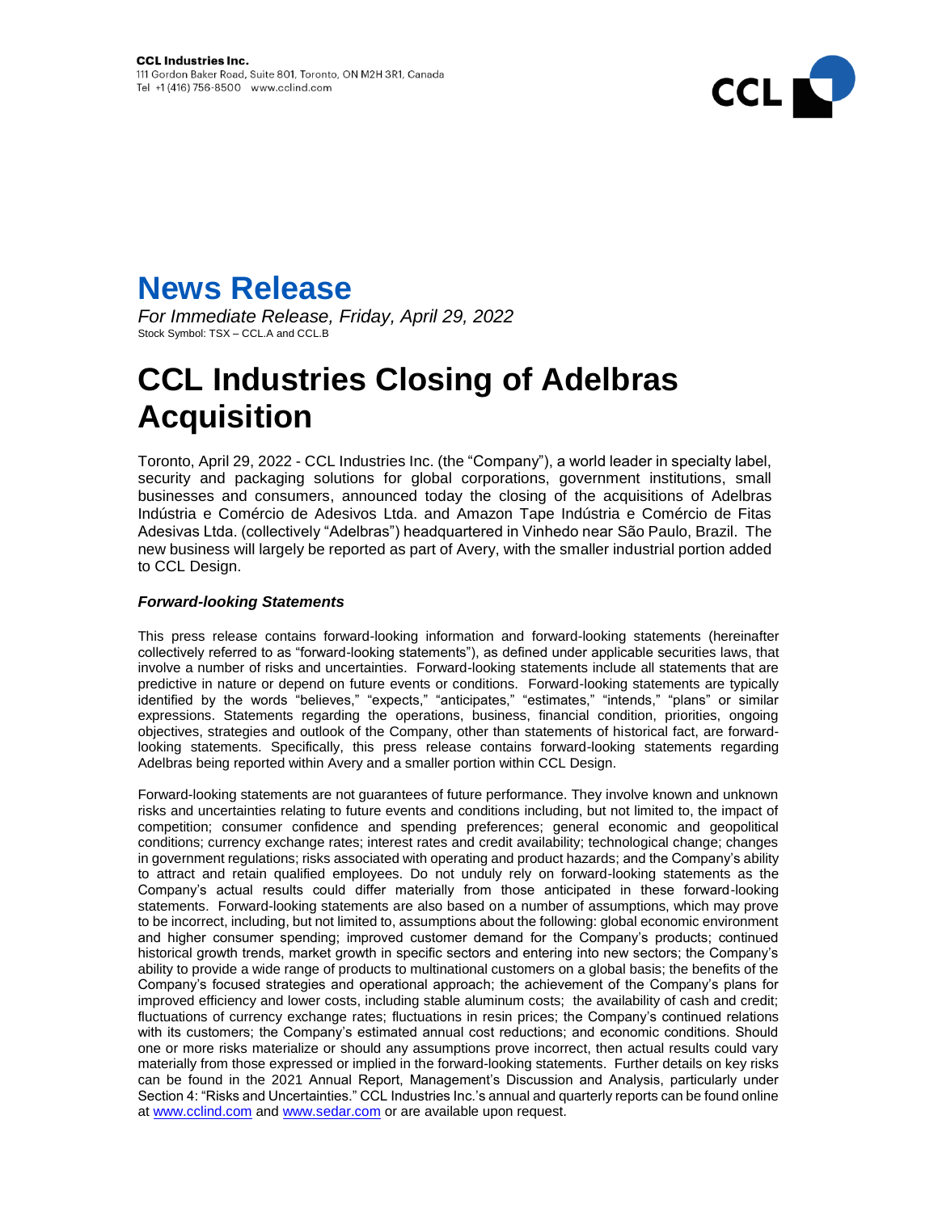**CCL Industries Inc.**
111 Gordon Baker Road, Suite 801, Toronto, ON M2H 3R1, Canada
Tel +1 (416) 756-8500 www.cclind.com

# News Release

*For Immediate Release, Friday, April 29, 2022*
Stock Symbol: TSX – CCL.A and CCL.B

# CCL Industries Closing of Adelbras Acquisition

Toronto, April 29, 2022 - CCL Industries Inc. (the "Company"), a world leader in specialty label, security and packaging solutions for global corporations, government institutions, small businesses and consumers, announced today the closing of the acquisitions of Adelbras Indústria e Comércio de Adesivos Ltda. and Amazon Tape Indústria e Comércio de Fitas Adesivas Ltda. (collectively "Adelbras") headquartered in Vinhedo near São Paulo, Brazil. The new business will largely be reported as part of Avery, with the smaller industrial portion added to CCL Design.

### *Forward-looking Statements*

This press release contains forward-looking information and forward-looking statements (hereinafter collectively referred to as "forward-looking statements"), as defined under applicable securities laws, that involve a number of risks and uncertainties. Forward-looking statements include all statements that are predictive in nature or depend on future events or conditions. Forward-looking statements are typically identified by the words "believes," "expects," "anticipates," "estimates," "intends," "plans" or similar expressions. Statements regarding the operations, business, financial condition, priorities, ongoing objectives, strategies and outlook of the Company, other than statements of historical fact, are forward-looking statements. Specifically, this press release contains forward-looking statements regarding Adelbras being reported within Avery and a smaller portion within CCL Design.

Forward-looking statements are not guarantees of future performance. They involve known and unknown risks and uncertainties relating to future events and conditions including, but not limited to, the impact of competition; consumer confidence and spending preferences; general economic and geopolitical conditions; currency exchange rates; interest rates and credit availability; technological change; changes in government regulations; risks associated with operating and product hazards; and the Company's ability to attract and retain qualified employees. Do not unduly rely on forward-looking statements as the Company's actual results could differ materially from those anticipated in these forward-looking statements. Forward-looking statements are also based on a number of assumptions, which may prove to be incorrect, including, but not limited to, assumptions about the following: global economic environment and higher consumer spending; improved customer demand for the Company's products; continued historical growth trends, market growth in specific sectors and entering into new sectors; the Company's ability to provide a wide range of products to multinational customers on a global basis; the benefits of the Company's focused strategies and operational approach; the achievement of the Company's plans for improved efficiency and lower costs, including stable aluminum costs; the availability of cash and credit; fluctuations of currency exchange rates; fluctuations in resin prices; the Company's continued relations with its customers; the Company's estimated annual cost reductions; and economic conditions. Should one or more risks materialize or should any assumptions prove incorrect, then actual results could vary materially from those expressed or implied in the forward-looking statements. Further details on key risks can be found in the 2021 Annual Report, Management's Discussion and Analysis, particularly under Section 4: "Risks and Uncertainties." CCL Industries Inc.'s annual and quarterly reports can be found online at www.cclind.com and www.sedar.com or are available upon request.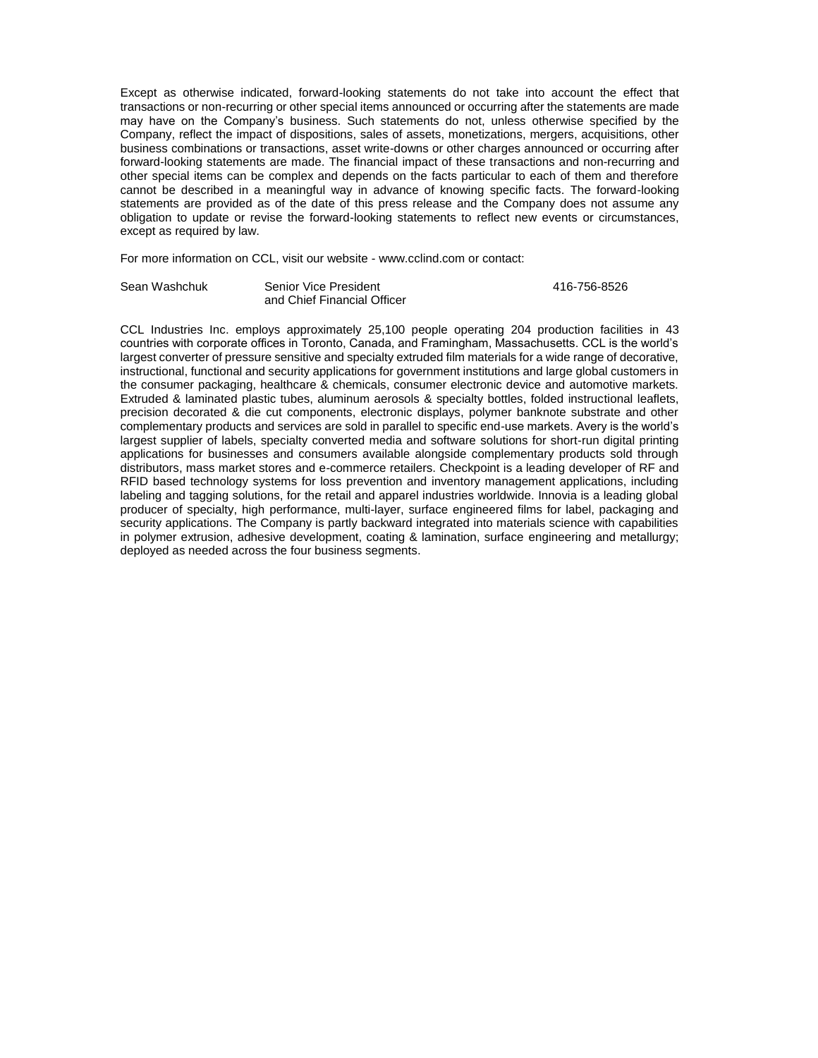Except as otherwise indicated, forward-looking statements do not take into account the effect that transactions or non-recurring or other special items announced or occurring after the statements are made may have on the Company's business. Such statements do not, unless otherwise specified by the Company, reflect the impact of dispositions, sales of assets, monetizations, mergers, acquisitions, other business combinations or transactions, asset write-downs or other charges announced or occurring after forward-looking statements are made. The financial impact of these transactions and non-recurring and other special items can be complex and depends on the facts particular to each of them and therefore cannot be described in a meaningful way in advance of knowing specific facts. The forward-looking statements are provided as of the date of this press release and the Company does not assume any obligation to update or revise the forward-looking statements to reflect new events or circumstances, except as required by law.

For more information on CCL, visit our website - www.cclind.com or contact:

| | | |
|---|---|---|
| Sean Washchuk | Senior Vice President and Chief Financial Officer | 416-756-8526 |

CCL Industries Inc. employs approximately 25,100 people operating 204 production facilities in 43 countries with corporate offices in Toronto, Canada, and Framingham, Massachusetts. CCL is the world's largest converter of pressure sensitive and specialty extruded film materials for a wide range of decorative, instructional, functional and security applications for government institutions and large global customers in the consumer packaging, healthcare & chemicals, consumer electronic device and automotive markets. Extruded & laminated plastic tubes, aluminum aerosols & specialty bottles, folded instructional leaflets, precision decorated & die cut components, electronic displays, polymer banknote substrate and other complementary products and services are sold in parallel to specific end-use markets. Avery is the world's largest supplier of labels, specialty converted media and software solutions for short-run digital printing applications for businesses and consumers available alongside complementary products sold through distributors, mass market stores and e-commerce retailers. Checkpoint is a leading developer of RF and RFID based technology systems for loss prevention and inventory management applications, including labeling and tagging solutions, for the retail and apparel industries worldwide. Innovia is a leading global producer of specialty, high performance, multi-layer, surface engineered films for label, packaging and security applications. The Company is partly backward integrated into materials science with capabilities in polymer extrusion, adhesive development, coating & lamination, surface engineering and metallurgy; deployed as needed across the four business segments.